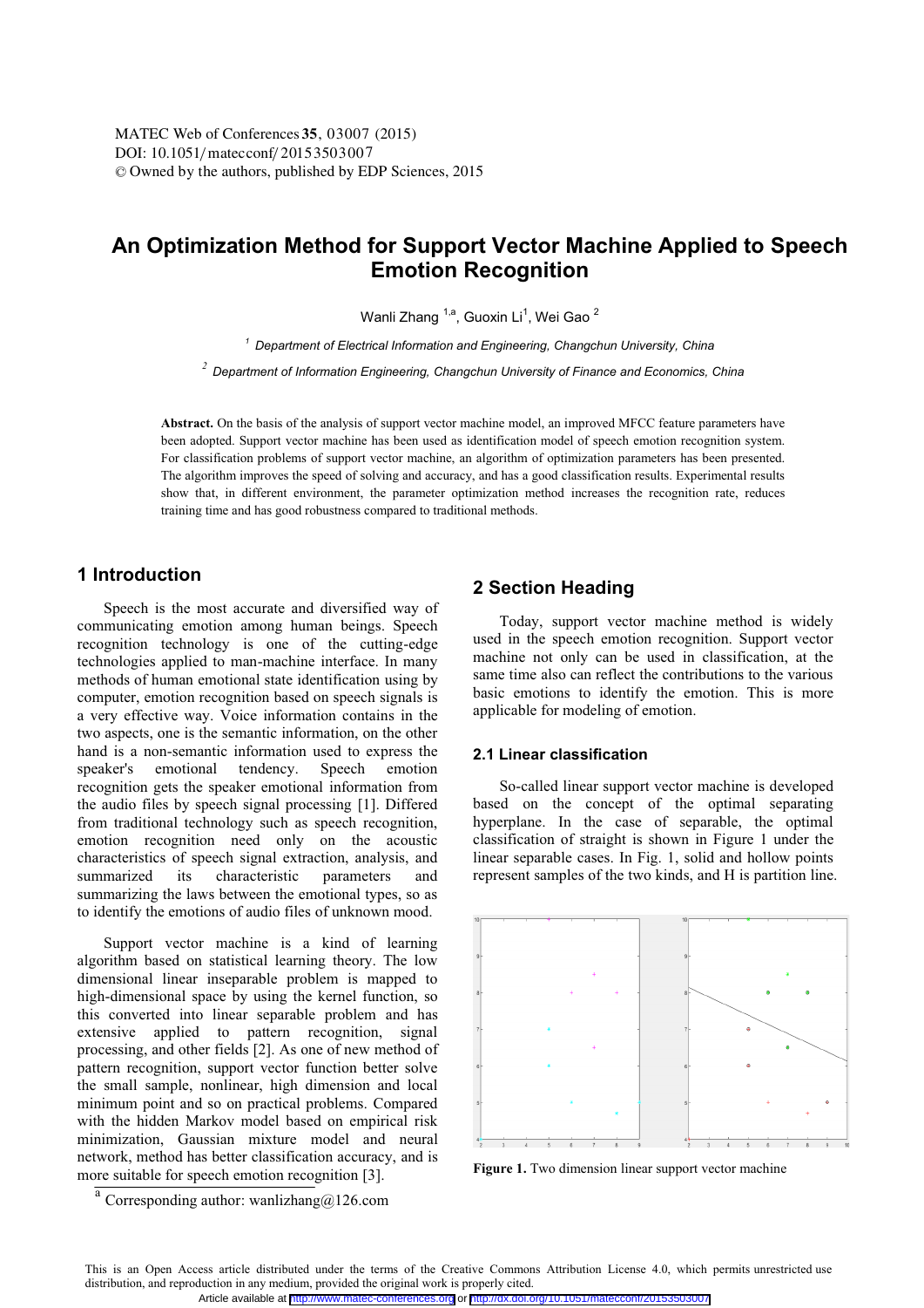# An Optimization Method for Support Vector Machine Applied to Speech Emotion Recognition

Wanli Zhang [1,a], Guoxin Li[1], Wei Gao [2]

[1] *Department of Electrical Information and Engineering, Changchun University, China*

[2] *Department of Information Engineering, Changchun University of Finance and Economics, China*

**Abstract.** On the basis of the analysis of support vector machine model, an improved MFCC feature parameters have been adopted. Support vector machine has been used as identification model of speech emotion recognition system. For classification problems of support vector machine, an algorithm of optimization parameters has been presented. The algorithm improves the speed of solving and accuracy, and has a good classification results. Experimental results show that, in different environment, the parameter optimization method increases the recognition rate, reduces training time and has good robustness compared to traditional methods.

## 1 Introduction

Speech is the most accurate and diversified way of communicating emotion among human beings. Speech recognition technology is one of the cutting-edge technologies applied to man-machine interface. In many methods of human emotional state identification using by computer, emotion recognition based on speech signals is a very effective way. Voice information contains in the two aspects, one is the semantic information, on the other hand is a non-semantic information used to express the speaker's emotional tendency. Speech emotion recognition gets the speaker emotional information from the audio files by speech signal processing [1]. Differed from traditional technology such as speech recognition, emotion recognition need only on the acoustic characteristics of speech signal extraction, analysis, and summarized its characteristic parameters and summarizing the laws between the emotional types, so as to identify the emotions of audio files of unknown mood.

Support vector machine is a kind of learning algorithm based on statistical learning theory. The low dimensional linear inseparable problem is mapped to high-dimensional space by using the kernel function, so this converted into linear separable problem and has extensive applied to pattern recognition, signal processing, and other fields [2]. As one of new method of pattern recognition, support vector function better solve the small sample, nonlinear, high dimension and local minimum point and so on practical problems. Compared with the hidden Markov model based on empirical risk minimization, Gaussian mixture model and neural network, method has better classification accuracy, and is more suitable for speech emotion recognition [3].

[a] Corresponding author: wanlizhang@126.com

## 2 Section Heading

Today, support vector machine method is widely used in the speech emotion recognition. Support vector machine not only can be used in classification, at the same time also can reflect the contributions to the various basic emotions to identify the emotion. This is more applicable for modeling of emotion.

### 2.1 Linear classification

So-called linear support vector machine is developed based on the concept of the optimal separating hyperplane. In the case of separable, the optimal classification of straight is shown in Figure 1 under the linear separable cases. In Fig. 1, solid and hollow points represent samples of the two kinds, and H is partition line.

**Figure 1.** Two dimension linear support vector machine

This is an Open Access article distributed under the terms of the Creative Commons Attribution License 4.0, which permits unrestricted use distribution, and reproduction in any medium, provided the original work is properly cited.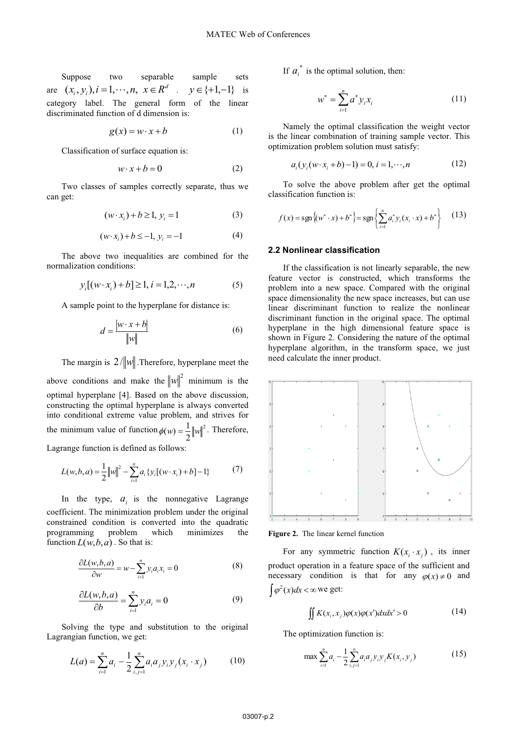Suppose two separable sample sets are $(x_i, y_i), i = 1, \cdots, n, \ x \in R^d$ . $y \in \{+1, -1\}$ is category label. The general form of the linear discriminated function of d dimension is:

$$g(x) = w \cdot x + b \tag{1}$$

Classification of surface equation is:

$$w \cdot x + b = 0 \tag{2}$$

Two classes of samples correctly separate, thus we can get:

$$(w \cdot x_i) + b \geq 1, \ y_i = 1 \tag{3}$$

$$(w \cdot x_i) + b \leq -1, \ y_i = -1 \tag{4}$$

The above two inequalities are combined for the normalization conditions:

$$y_i[(w \cdot x_i) + b] \geq 1, i = 1, 2, \cdots, n \tag{5}$$

A sample point to the hyperplane for distance is:

$$d = \frac{|w \cdot x + b|}{\|w\|} \tag{6}$$

The margin is $2/\|w\|$.Therefore, hyperplane meet the above conditions and make the $\|w\|^2$ minimum is the optimal hyperplane [4]. Based on the above discussion, constructing the optimal hyperplane is always converted into conditional extreme value problem, and strives for the minimum value of function $\phi(w) = \frac{1}{2}\|w\|^2$. Therefore, Lagrange function is defined as follows:

$$L(w, b, a) = \frac{1}{2}\|w\|^2 - \sum_{i=1}^{n} a_i \{y_i[(w \cdot x_i) + b] - 1\} \tag{7}$$

In the type, $a_i$ is the nonnegative Lagrange coefficient. The minimization problem under the original constrained condition is converted into the quadratic programming problem which minimizes the function $L(w, b, a)$ . So that is:

$$\frac{\partial L(w, b, a)}{\partial w} = w - \sum_{i=1}^{n} y_i a_i x_i = 0 \tag{8}$$

$$\frac{\partial L(w, b, a)}{\partial b} = \sum_{i=1}^{n} y_i a_i = 0 \tag{9}$$

Solving the type and substitution to the original Lagrangian function, we get:

$$L(a) = \sum_{i=1}^{n} a_i - \frac{1}{2}\sum_{i,j=1}^{n} a_i a_j y_i y_j (x_i \cdot x_j) \tag{10}$$

If $a_i^*$ is the optimal solution, then:

$$w^* = \sum_{i=1}^{n} a^* y_i x_i \tag{11}$$

Namely the optimal classification the weight vector is the linear combination of training sample vector. This optimization problem solution must satisfy:

$$a_i(y_i(w \cdot x_i + b) - 1) = 0, i = 1, \cdots, n \tag{12}$$

To solve the above problem after get the optimal classification function is:

$$f(x) = \operatorname{sgn}\{(w^* \cdot x) + b^*\} = \operatorname{sgn}\left\{\sum_{i=1}^{n} a_i^* y_i (x_i \cdot x) + b^*\right\} \tag{13}$$

## 2.2 Nonlinear classification

If the classification is not linearly separable, the new feature vector is constructed, which transforms the problem into a new space. Compared with the original space dimensionality the new space increases, but can use linear discriminant function to realize the nonlinear discriminant function in the original space. The optimal hyperplane in the high dimensional feature space is shown in Figure 2. Considering the nature of the optimal hyperplane algorithm, in the transform space, we just need calculate the inner product.

**Figure 2.** The linear kernel function

For any symmetric function $K(x_i \cdot x_j)$ , its inner product operation in a feature space of the sufficient and necessary condition is that for any $\varphi(x) \neq 0$ and $\int \varphi^2(x)dx < \infty$ we get:

$$\iint K(x_i, x_j)\varphi(x)\varphi(x')dxdx' > 0 \tag{14}$$

The optimization function is:

$$\max \sum_{i=1}^{n} a_i - \frac{1}{2}\sum_{i,j=1}^{n} a_i a_j y_i y_j K(x_i, y_j) \tag{15}$$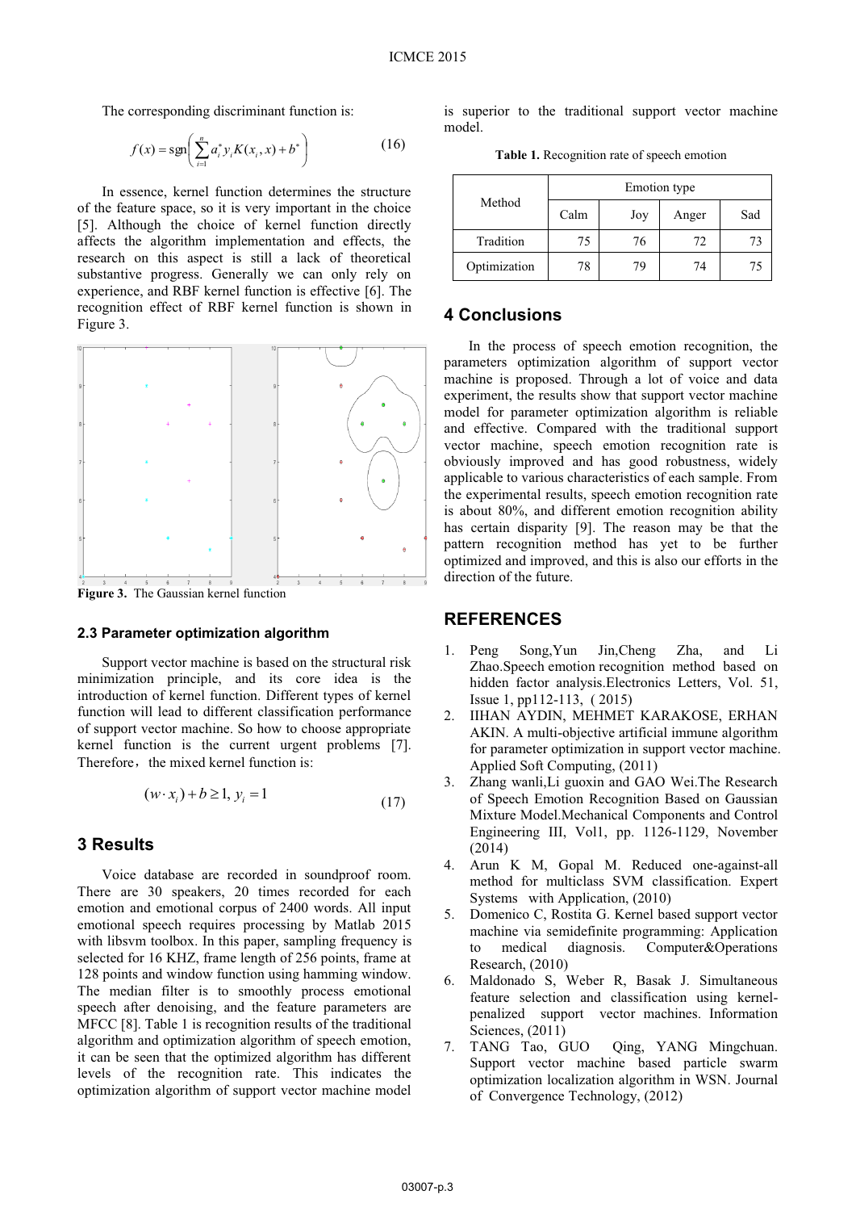The corresponding discriminant function is:

$$f(x)=\text{sgn}\left(\sum_{i=1}^{n}a_i^* y_i K(x_i,x)+b^*\right) \tag{16}$$

In essence, kernel function determines the structure of the feature space, so it is very important in the choice [5]. Although the choice of kernel function directly affects the algorithm implementation and effects, the research on this aspect is still a lack of theoretical substantive progress. Generally we can only rely on experience, and RBF kernel function is effective [6]. The recognition effect of RBF kernel function is shown in Figure 3.

Figure 3. The Gaussian kernel function

### 2.3 Parameter optimization algorithm

Support vector machine is based on the structural risk minimization principle, and its core idea is the introduction of kernel function. Different types of kernel function will lead to different classification performance of support vector machine. So how to choose appropriate kernel function is the current urgent problems [7]. Therefore，the mixed kernel function is:

$$(w\cdot x_i)+b\geq 1,\ y_i=1 \tag{17}$$

## 3 Results

Voice database are recorded in soundproof room. There are 30 speakers, 20 times recorded for each emotion and emotional corpus of 2400 words. All input emotional speech requires processing by Matlab 2015 with libsvm toolbox. In this paper, sampling frequency is selected for 16 KHZ, frame length of 256 points, frame at 128 points and window function using hamming window. The median filter is to smoothly process emotional speech after denoising, and the feature parameters are MFCC [8]. Table 1 is recognition results of the traditional algorithm and optimization algorithm of speech emotion, it can be seen that the optimized algorithm has different levels of the recognition rate. This indicates the optimization algorithm of support vector machine model is superior to the traditional support vector machine model.

**Table 1.** Recognition rate of speech emotion

| Method | Emotion type | | | |
|---|---|---|---|---|
| | Calm | Joy | Anger | Sad |
| Tradition | 75 | 76 | 72 | 73 |
| Optimization | 78 | 79 | 74 | 75 |

## 4 Conclusions

In the process of speech emotion recognition, the parameters optimization algorithm of support vector machine is proposed. Through a lot of voice and data experiment, the results show that support vector machine model for parameter optimization algorithm is reliable and effective. Compared with the traditional support vector machine, speech emotion recognition rate is obviously improved and has good robustness, widely applicable to various characteristics of each sample. From the experimental results, speech emotion recognition rate is about 80%, and different emotion recognition ability has certain disparity [9]. The reason may be that the pattern recognition method has yet to be further optimized and improved, and this is also our efforts in the direction of the future.

## REFERENCES

1. Peng Song,Yun Jin,Cheng Zha, and Li Zhao.Speech emotion recognition method based on hidden factor analysis.Electronics Letters, Vol. 51, Issue 1, pp112-113, ( 2015)
2. IIHAN AYDIN, MEHMET KARAKOSE, ERHAN AKIN. A multi-objective artificial immune algorithm for parameter optimization in support vector machine. Applied Soft Computing, (2011)
3. Zhang wanli,Li guoxin and GAO Wei.The Research of Speech Emotion Recognition Based on Gaussian Mixture Model.Mechanical Components and Control Engineering III, Vol1, pp. 1126-1129, November (2014)
4. Arun K M, Gopal M. Reduced one-against-all method for multiclass SVM classification. Expert Systems with Application, (2010)
5. Domenico C, Rostita G. Kernel based support vector machine via semidefinite programming: Application to medical diagnosis. Computer&Operations Research, (2010)
6. Maldonado S, Weber R, Basak J. Simultaneous feature selection and classification using kernel-penalized support vector machines. Information Sciences, (2011)
7. TANG Tao, GUO Qing, YANG Mingchuan. Support vector machine based particle swarm optimization localization algorithm in WSN. Journal of Convergence Technology, (2012)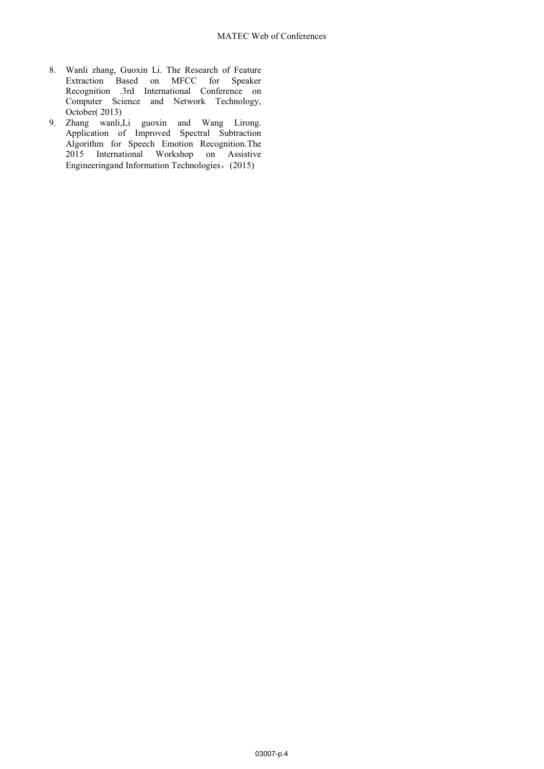8. Wanli zhang, Guoxin Li. The Research of Feature Extraction Based on MFCC for Speaker Recognition .3rd International Conference on Computer Science and Network Technology, October( 2013)
9. Zhang wanli,Li guoxin and Wang Lirong. Application of Improved Spectral Subtraction Algorithm for Speech Emotion Recognition.The 2015 International Workshop on Assistive Engineeringand Information Technologies，(2015)